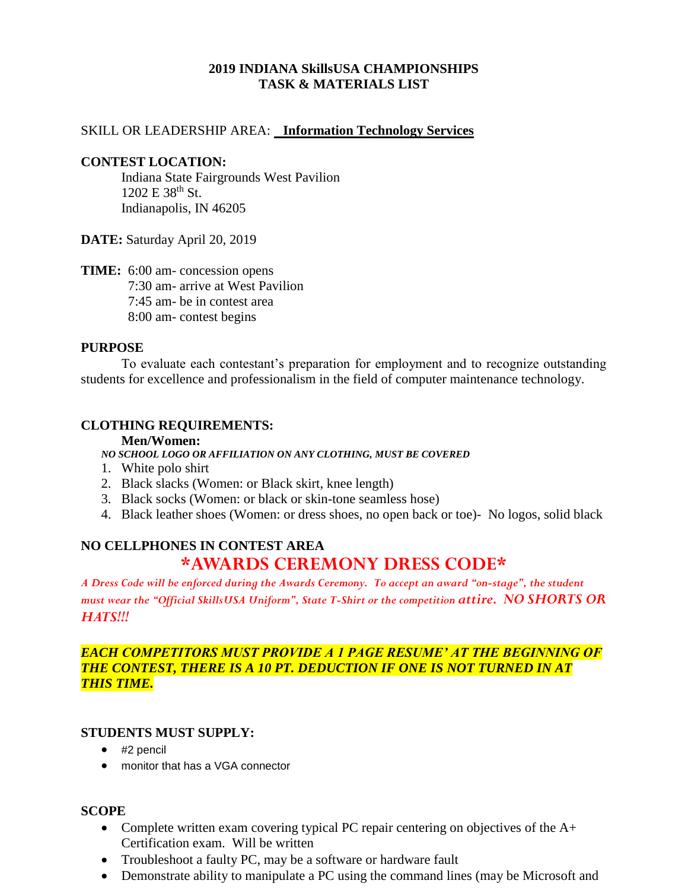# 2019 INDIANA SkillsUSA CHAMPIONSHIPS
# TASK & MATERIALS LIST

SKILL OR LEADERSHIP AREA: **Information Technology Services**

**CONTEST LOCATION:**

Indiana State Fairgrounds West Pavilion
1202 E 38th St.
Indianapolis, IN 46205

**DATE:** Saturday April 20, 2019

**TIME:** 6:00 am- concession opens
7:30 am- arrive at West Pavilion
7:45 am- be in contest area
8:00 am- contest begins

**PURPOSE**

To evaluate each contestant's preparation for employment and to recognize outstanding students for excellence and professionalism in the field of computer maintenance technology.

**CLOTHING REQUIREMENTS:**

**Men/Women:**

***NO SCHOOL LOGO OR AFFILIATION ON ANY CLOTHING, MUST BE COVERED***

1. White polo shirt
2. Black slacks (Women: or Black skirt, knee length)
3. Black socks (Women: or black or skin-tone seamless hose)
4. Black leather shoes (Women: or dress shoes, no open back or toe)- No logos, solid black

**NO CELLPHONES IN CONTEST AREA**

## \*AWARDS CEREMONY DRESS CODE\*

*A Dress Code will be enforced during the Awards Ceremony. To accept an award "on-stage", the student must wear the "Official SkillsUSA Uniform", State T-Shirt or the competition attire. **NO SHORTS OR HATS!!!***

***EACH COMPETITORS MUST PROVIDE A 1 PAGE RESUME' AT THE BEGINNING OF THE CONTEST, THERE IS A 10 PT. DEDUCTION IF ONE IS NOT TURNED IN AT THIS TIME.***

**STUDENTS MUST SUPPLY:**

- #2 pencil
- monitor that has a VGA connector

**SCOPE**

- Complete written exam covering typical PC repair centering on objectives of the A+ Certification exam. Will be written
- Troubleshoot a faulty PC, may be a software or hardware fault
- Demonstrate ability to manipulate a PC using the command lines (may be Microsoft and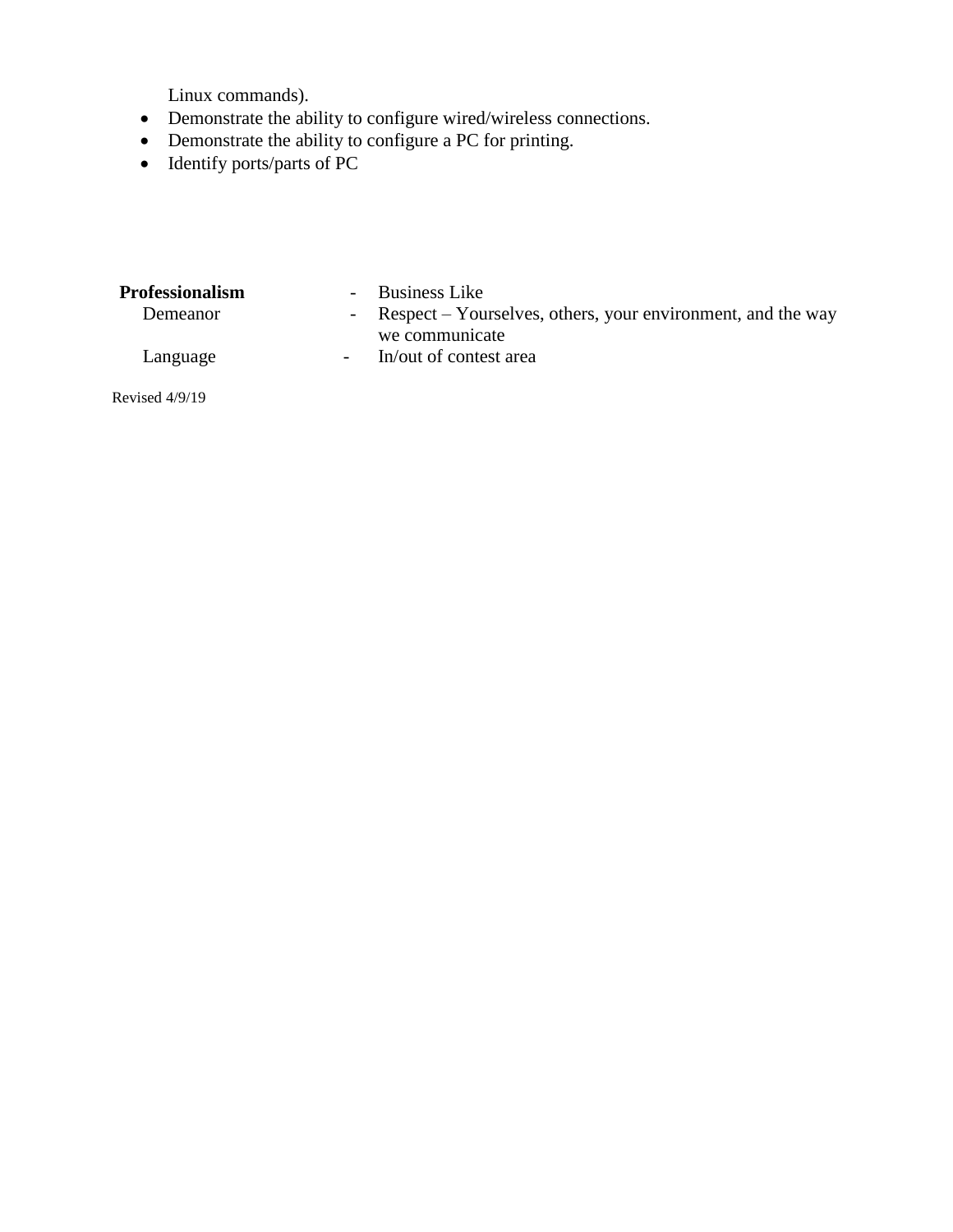Linux commands).

- Demonstrate the ability to configure wired/wireless connections.
- Demonstrate the ability to configure a PC for printing.
- Identify ports/parts of PC

| | | |
|---|---|---|
| **Professionalism** | - | Business Like |
| Demeanor | - | Respect – Yourselves, others, your environment, and the way we communicate |
| Language | - | In/out of contest area |

Revised 4/9/19